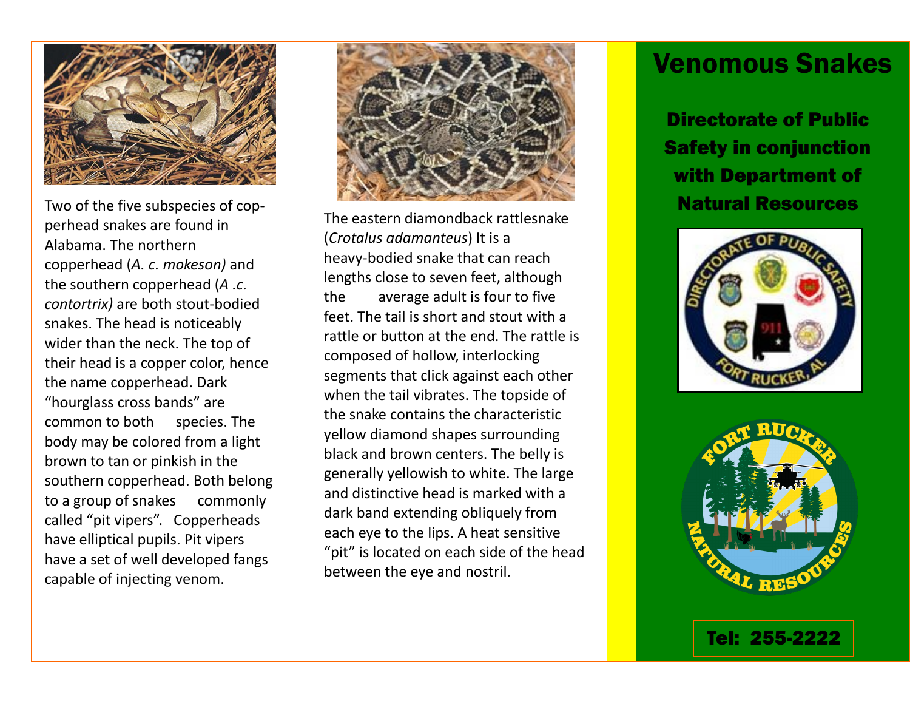Two of the five subspecies of copperhead snakes are found in Alabama. The northern copperhead (*A. c. mokeson)* and the southern copperhead (*A .c. contortrix)* are both stout-bodied snakes. The head is noticeably wider than the neck. The top of their head is a copper color, hence the name copperhead. Dark "hourglass cross bands" are common to both species. The body may be colored from a light brown to tan or pinkish in the southern copperhead. Both belong to a group of snakes commonly called "pit vipers". Copperheads have elliptical pupils. Pit vipers have a set of well developed fangs capable of injecting venom.

The eastern diamondback rattlesnake (*Crotalus adamanteus*) It is a heavy-bodied snake that can reach lengths close to seven feet, although the average adult is four to five feet. The tail is short and stout with a rattle or button at the end. The rattle is composed of hollow, interlocking segments that click against each other when the tail vibrates. The topside of the snake contains the characteristic yellow diamond shapes surrounding black and brown centers. The belly is generally yellowish to white. The large and distinctive head is marked with a dark band extending obliquely from each eye to the lips. A heat sensitive "pit" is located on each side of the head between the eye and nostril.

# Venomous Snakes

## Directorate of Public Safety in conjunction with Department of Natural Resources

**Tel: 255-2222**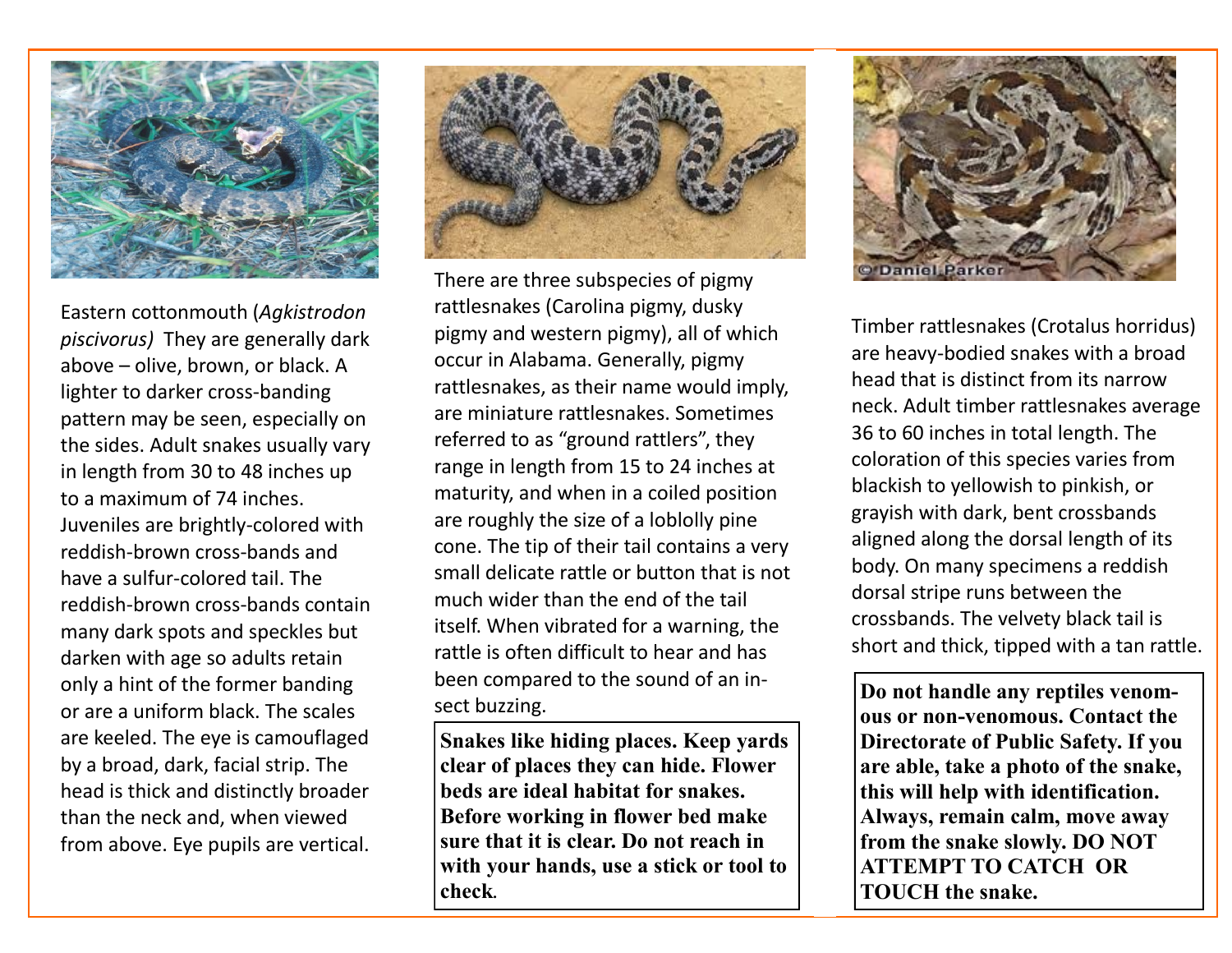Eastern cottonmouth (*Agkistrodon piscivorus)* They are generally dark above – olive, brown, or black. A lighter to darker cross-banding pattern may be seen, especially on the sides. Adult snakes usually vary in length from 30 to 48 inches up to a maximum of 74 inches. Juveniles are brightly-colored with reddish-brown cross-bands and have a sulfur-colored tail. The reddish-brown cross-bands contain many dark spots and speckles but darken with age so adults retain only a hint of the former banding or are a uniform black. The scales are keeled. The eye is camouflaged by a broad, dark, facial strip. The head is thick and distinctly broader than the neck and, when viewed from above. Eye pupils are vertical.

There are three subspecies of pigmy rattlesnakes (Carolina pigmy, dusky pigmy and western pigmy), all of which occur in Alabama. Generally, pigmy rattlesnakes, as their name would imply, are miniature rattlesnakes. Sometimes referred to as “ground rattlers”, they range in length from 15 to 24 inches at maturity, and when in a coiled position are roughly the size of a loblolly pine cone. The tip of their tail contains a very small delicate rattle or button that is not much wider than the end of the tail itself. When vibrated for a warning, the rattle is often difficult to hear and has been compared to the sound of an insect buzzing.

**Snakes like hiding places. Keep yards clear of places they can hide. Flower beds are ideal habitat for snakes. Before working in flower bed make sure that it is clear. Do not reach in with your hands, use a stick or tool to check.**

© Daniel Parker

Timber rattlesnakes (Crotalus horridus) are heavy-bodied snakes with a broad head that is distinct from its narrow neck. Adult timber rattlesnakes average 36 to 60 inches in total length. The coloration of this species varies from blackish to yellowish to pinkish, or grayish with dark, bent crossbands aligned along the dorsal length of its body. On many specimens a reddish dorsal stripe runs between the crossbands. The velvety black tail is short and thick, tipped with a tan rattle.

**Do not handle any reptiles venomous or non-venomous. Contact the Directorate of Public Safety. If you are able, take a photo of the snake, this will help with identification. Always, remain calm, move away from the snake slowly. DO NOT ATTEMPT TO CATCH OR TOUCH the snake.**